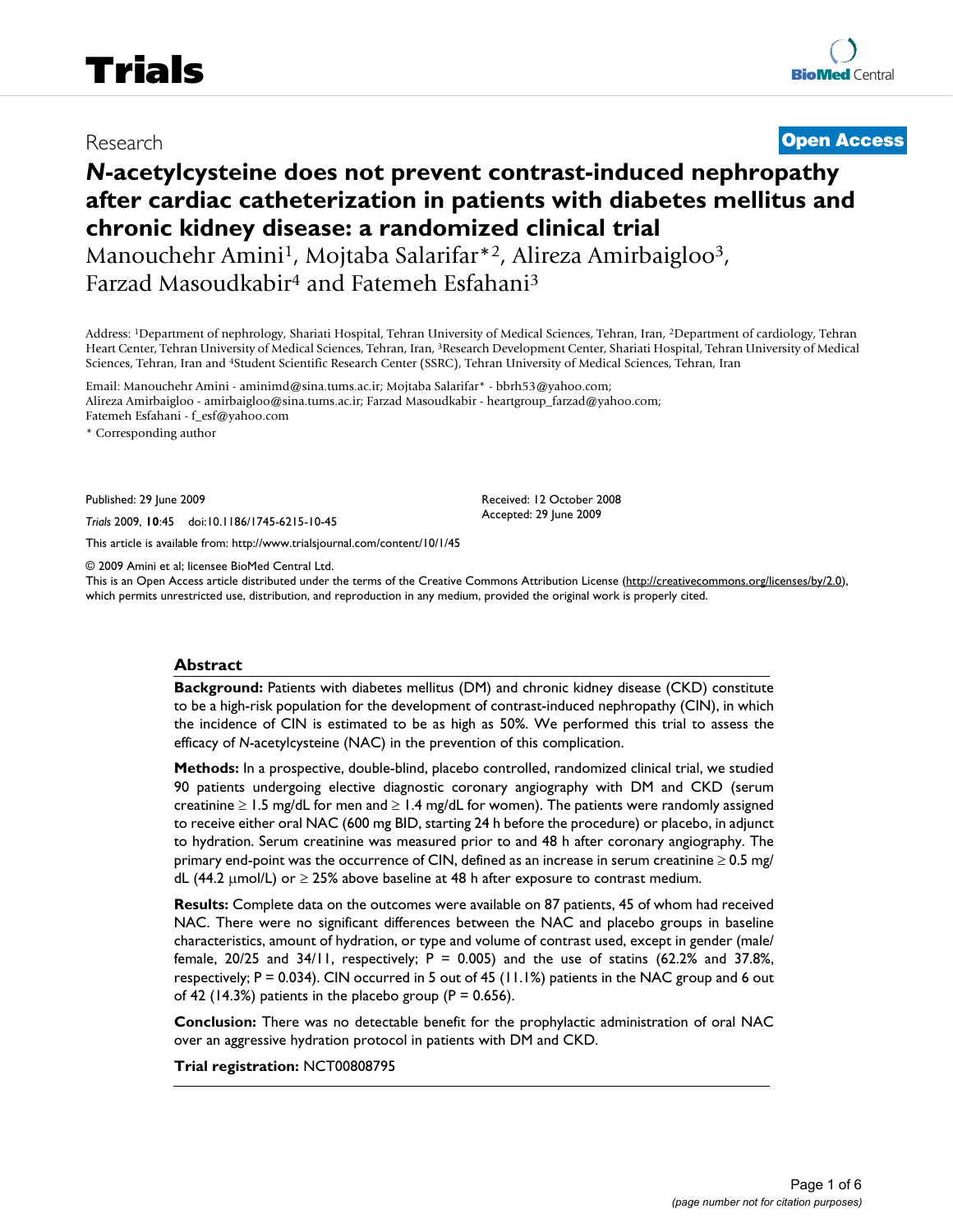Research

**Open Access**

# *N*-acetylcysteine does not prevent contrast-induced nephropathy after cardiac catheterization in patients with diabetes mellitus and chronic kidney disease: a randomized clinical trial

Manouchehr Amini[1], Mojtaba Salarifar*[2], Alireza Amirbaigloo[3], Farzad Masoudkabir[4] and Fatemeh Esfahani[3]

Address: [1]Department of nephrology, Shariati Hospital, Tehran University of Medical Sciences, Tehran, Iran, [2]Department of cardiology, Tehran Heart Center, Tehran University of Medical Sciences, Tehran, Iran, [3]Research Development Center, Shariati Hospital, Tehran University of Medical Sciences, Tehran, Iran and [4]Student Scientific Research Center (SSRC), Tehran University of Medical Sciences, Tehran, Iran

Email: Manouchehr Amini - aminimd@sina.tums.ac.ir; Mojtaba Salarifar* - bbrh53@yahoo.com; Alireza Amirbaigloo - amirbaigloo@sina.tums.ac.ir; Farzad Masoudkabir - heartgroup_farzad@yahoo.com; Fatemeh Esfahani - f_esf@yahoo.com

\* Corresponding author

Published: 29 June 2009

*Trials* 2009, **10**:45 doi:10.1186/1745-6215-10-45

Received: 12 October 2008
Accepted: 29 June 2009

This article is available from: http://www.trialsjournal.com/content/10/1/45

© 2009 Amini et al; licensee BioMed Central Ltd.

This is an Open Access article distributed under the terms of the Creative Commons Attribution License (http://creativecommons.org/licenses/by/2.0), which permits unrestricted use, distribution, and reproduction in any medium, provided the original work is properly cited.

## Abstract

**Background:** Patients with diabetes mellitus (DM) and chronic kidney disease (CKD) constitute to be a high-risk population for the development of contrast-induced nephropathy (CIN), in which the incidence of CIN is estimated to be as high as 50%. We performed this trial to assess the efficacy of *N*-acetylcysteine (NAC) in the prevention of this complication.

**Methods:** In a prospective, double-blind, placebo controlled, randomized clinical trial, we studied 90 patients undergoing elective diagnostic coronary angiography with DM and CKD (serum creatinine ≥ 1.5 mg/dL for men and ≥ 1.4 mg/dL for women). The patients were randomly assigned to receive either oral NAC (600 mg BID, starting 24 h before the procedure) or placebo, in adjunct to hydration. Serum creatinine was measured prior to and 48 h after coronary angiography. The primary end-point was the occurrence of CIN, defined as an increase in serum creatinine ≥ 0.5 mg/dL (44.2 μmol/L) or ≥ 25% above baseline at 48 h after exposure to contrast medium.

**Results:** Complete data on the outcomes were available on 87 patients, 45 of whom had received NAC. There were no significant differences between the NAC and placebo groups in baseline characteristics, amount of hydration, or type and volume of contrast used, except in gender (male/female, 20/25 and 34/11, respectively; P = 0.005) and the use of statins (62.2% and 37.8%, respectively; P = 0.034). CIN occurred in 5 out of 45 (11.1%) patients in the NAC group and 6 out of 42 (14.3%) patients in the placebo group (P = 0.656).

**Conclusion:** There was no detectable benefit for the prophylactic administration of oral NAC over an aggressive hydration protocol in patients with DM and CKD.

**Trial registration:** NCT00808795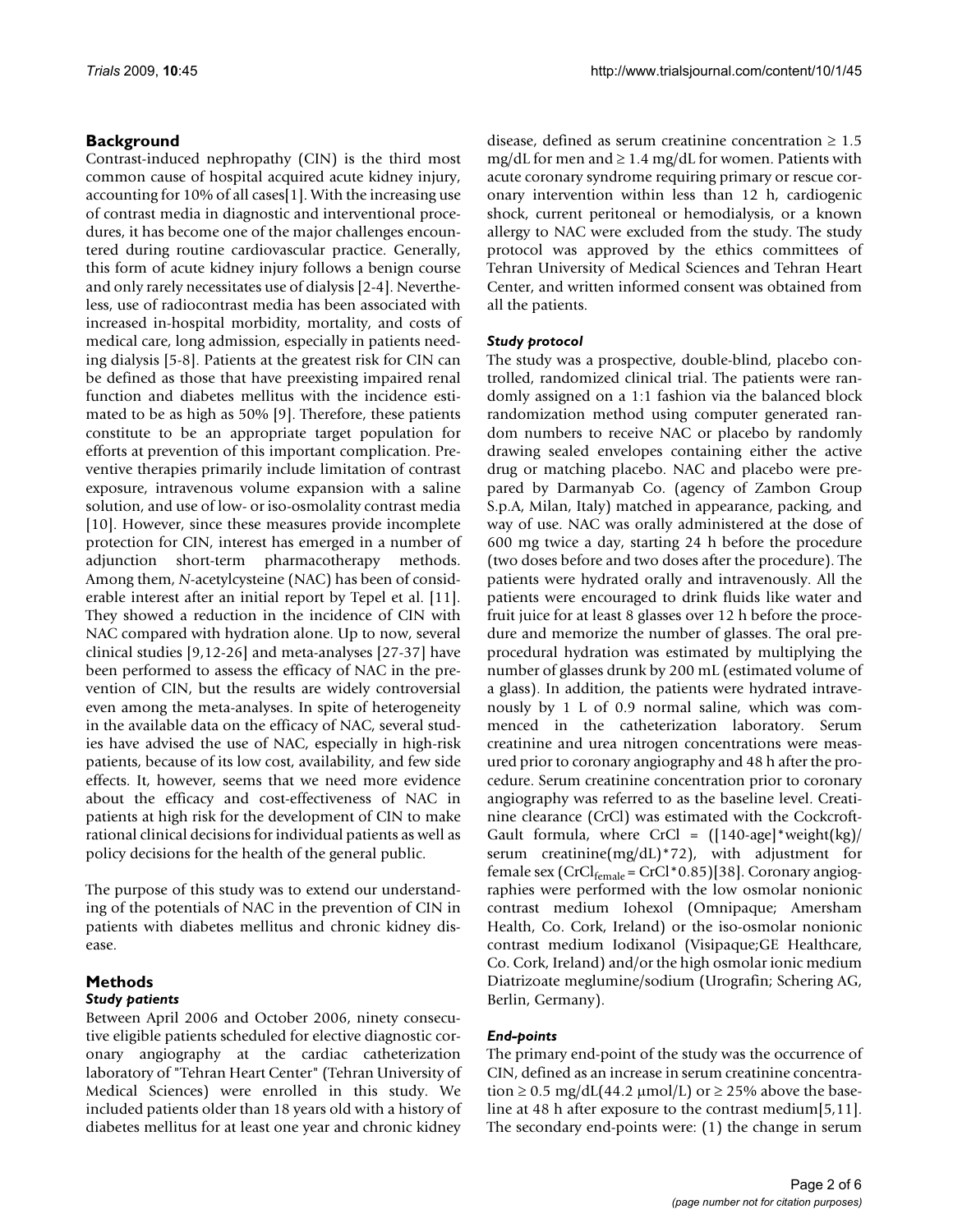## Background

Contrast-induced nephropathy (CIN) is the third most common cause of hospital acquired acute kidney injury, accounting for 10% of all cases[1]. With the increasing use of contrast media in diagnostic and interventional procedures, it has become one of the major challenges encountered during routine cardiovascular practice. Generally, this form of acute kidney injury follows a benign course and only rarely necessitates use of dialysis [2-4]. Nevertheless, use of radiocontrast media has been associated with increased in-hospital morbidity, mortality, and costs of medical care, long admission, especially in patients needing dialysis [5-8]. Patients at the greatest risk for CIN can be defined as those that have preexisting impaired renal function and diabetes mellitus with the incidence estimated to be as high as 50% [9]. Therefore, these patients constitute to be an appropriate target population for efforts at prevention of this important complication. Preventive therapies primarily include limitation of contrast exposure, intravenous volume expansion with a saline solution, and use of low- or iso-osmolality contrast media [10]. However, since these measures provide incomplete protection for CIN, interest has emerged in a number of adjunction short-term pharmacotherapy methods. Among them, *N*-acetylcysteine (NAC) has been of considerable interest after an initial report by Tepel et al. [11]. They showed a reduction in the incidence of CIN with NAC compared with hydration alone. Up to now, several clinical studies [9,12-26] and meta-analyses [27-37] have been performed to assess the efficacy of NAC in the prevention of CIN, but the results are widely controversial even among the meta-analyses. In spite of heterogeneity in the available data on the efficacy of NAC, several studies have advised the use of NAC, especially in high-risk patients, because of its low cost, availability, and few side effects. It, however, seems that we need more evidence about the efficacy and cost-effectiveness of NAC in patients at high risk for the development of CIN to make rational clinical decisions for individual patients as well as policy decisions for the health of the general public.

The purpose of this study was to extend our understanding of the potentials of NAC in the prevention of CIN in patients with diabetes mellitus and chronic kidney disease.

## Methods

### *Study patients*

Between April 2006 and October 2006, ninety consecutive eligible patients scheduled for elective diagnostic coronary angiography at the cardiac catheterization laboratory of "Tehran Heart Center" (Tehran University of Medical Sciences) were enrolled in this study. We included patients older than 18 years old with a history of diabetes mellitus for at least one year and chronic kidney disease, defined as serum creatinine concentration ≥ 1.5 mg/dL for men and ≥ 1.4 mg/dL for women. Patients with acute coronary syndrome requiring primary or rescue coronary intervention within less than 12 h, cardiogenic shock, current peritoneal or hemodialysis, or a known allergy to NAC were excluded from the study. The study protocol was approved by the ethics committees of Tehran University of Medical Sciences and Tehran Heart Center, and written informed consent was obtained from all the patients.

### *Study protocol*

The study was a prospective, double-blind, placebo controlled, randomized clinical trial. The patients were randomly assigned on a 1:1 fashion via the balanced block randomization method using computer generated random numbers to receive NAC or placebo by randomly drawing sealed envelopes containing either the active drug or matching placebo. NAC and placebo were prepared by Darmanyab Co. (agency of Zambon Group S.p.A, Milan, Italy) matched in appearance, packing, and way of use. NAC was orally administered at the dose of 600 mg twice a day, starting 24 h before the procedure (two doses before and two doses after the procedure). The patients were hydrated orally and intravenously. All the patients were encouraged to drink fluids like water and fruit juice for at least 8 glasses over 12 h before the procedure and memorize the number of glasses. The oral preprocedural hydration was estimated by multiplying the number of glasses drunk by 200 mL (estimated volume of a glass). In addition, the patients were hydrated intravenously by 1 L of 0.9 normal saline, which was commenced in the catheterization laboratory. Serum creatinine and urea nitrogen concentrations were measured prior to coronary angiography and 48 h after the procedure. Serum creatinine concentration prior to coronary angiography was referred to as the baseline level. Creatinine clearance (CrCl) was estimated with the Cockcroft-Gault formula, where $CrCl = ([140\text{-}age]*weight(kg)/serum\ creatinine(mg/dL)*72)$, with adjustment for female sex ($CrCl_{female} = CrCl*0.85$)[38]. Coronary angiographies were performed with the low osmolar nonionic contrast medium Iohexol (Omnipaque; Amersham Health, Co. Cork, Ireland) or the iso-osmolar nonionic contrast medium Iodixanol (Visipaque;GE Healthcare, Co. Cork, Ireland) and/or the high osmolar ionic medium Diatrizoate meglumine/sodium (Urografin; Schering AG, Berlin, Germany).

### *End-points*

The primary end-point of the study was the occurrence of CIN, defined as an increase in serum creatinine concentration ≥ 0.5 mg/dL(44.2 μmol/L) or ≥ 25% above the baseline at 48 h after exposure to the contrast medium[5,11]. The secondary end-points were: (1) the change in serum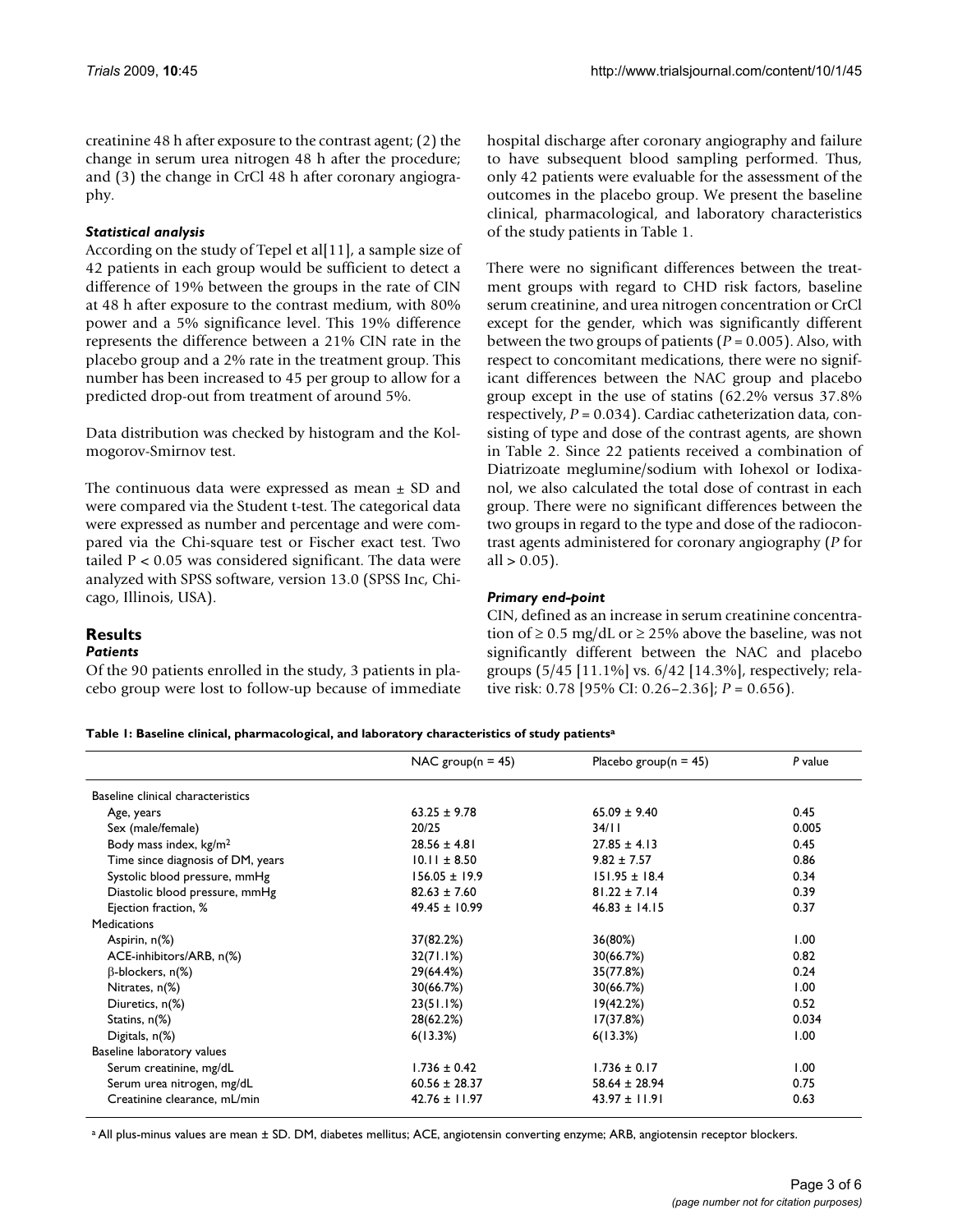creatinine 48 h after exposure to the contrast agent; (2) the change in serum urea nitrogen 48 h after the procedure; and (3) the change in CrCl 48 h after coronary angiography.

### *Statistical analysis*

According on the study of Tepel et al[11], a sample size of 42 patients in each group would be sufficient to detect a difference of 19% between the groups in the rate of CIN at 48 h after exposure to the contrast medium, with 80% power and a 5% significance level. This 19% difference represents the difference between a 21% CIN rate in the placebo group and a 2% rate in the treatment group. This number has been increased to 45 per group to allow for a predicted drop-out from treatment of around 5%.

Data distribution was checked by histogram and the Kolmogorov-Smirnov test.

The continuous data were expressed as mean ± SD and were compared via the Student t-test. The categorical data were expressed as number and percentage and were compared via the Chi-square test or Fischer exact test. Two tailed $P < 0.05$ was considered significant. The data were analyzed with SPSS software, version 13.0 (SPSS Inc, Chicago, Illinois, USA).

## Results

### *Patients*

Of the 90 patients enrolled in the study, 3 patients in placebo group were lost to follow-up because of immediate hospital discharge after coronary angiography and failure to have subsequent blood sampling performed. Thus, only 42 patients were evaluable for the assessment of the outcomes in the placebo group. We present the baseline clinical, pharmacological, and laboratory characteristics of the study patients in Table 1.

There were no significant differences between the treatment groups with regard to CHD risk factors, baseline serum creatinine, and urea nitrogen concentration or CrCl except for the gender, which was significantly different between the two groups of patients ($P = 0.005$). Also, with respect to concomitant medications, there were no significant differences between the NAC group and placebo group except in the use of statins (62.2% versus 37.8% respectively, $P = 0.034$). Cardiac catheterization data, consisting of type and dose of the contrast agents, are shown in Table 2. Since 22 patients received a combination of Diatrizoate meglumine/sodium with Iohexol or Iodixanol, we also calculated the total dose of contrast in each group. There were no significant differences between the two groups in regard to the type and dose of the radiocontrast agents administered for coronary angiography ($P$ for all > 0.05).

### *Primary end-point*

CIN, defined as an increase in serum creatinine concentration of ≥ 0.5 mg/dL or ≥ 25% above the baseline, was not significantly different between the NAC and placebo groups (5/45 [11.1%] vs. 6/42 [14.3%], respectively; relative risk: 0.78 [95% CI: 0.26–2.36]; $P = 0.656$).

**Table 1: Baseline clinical, pharmacological, and laboratory characteristics of study patients[a]**

| | NAC group(n = 45) | Placebo group(n = 45) | *P* value |
|---|---|---|---|
| Baseline clinical characteristics | | | |
| Age, years | 63.25 ± 9.78 | 65.09 ± 9.40 | 0.45 |
| Sex (male/female) | 20/25 | 34/11 | 0.005 |
| Body mass index, kg/m$^2$ | 28.56 ± 4.81 | 27.85 ± 4.13 | 0.45 |
| Time since diagnosis of DM, years | 10.11 ± 8.50 | 9.82 ± 7.57 | 0.86 |
| Systolic blood pressure, mmHg | 156.05 ± 19.9 | 151.95 ± 18.4 | 0.34 |
| Diastolic blood pressure, mmHg | 82.63 ± 7.60 | 81.22 ± 7.14 | 0.39 |
| Ejection fraction, % | 49.45 ± 10.99 | 46.83 ± 14.15 | 0.37 |
| Medications | | | |
| Aspirin, n(%) | 37(82.2%) | 36(80%) | 1.00 |
| ACE-inhibitors/ARB, n(%) | 32(71.1%) | 30(66.7%) | 0.82 |
| β-blockers, n(%) | 29(64.4%) | 35(77.8%) | 0.24 |
| Nitrates, n(%) | 30(66.7%) | 30(66.7%) | 1.00 |
| Diuretics, n(%) | 23(51.1%) | 19(42.2%) | 0.52 |
| Statins, n(%) | 28(62.2%) | 17(37.8%) | 0.034 |
| Digitals, n(%) | 6(13.3%) | 6(13.3%) | 1.00 |
| Baseline laboratory values | | | |
| Serum creatinine, mg/dL | 1.736 ± 0.42 | 1.736 ± 0.17 | 1.00 |
| Serum urea nitrogen, mg/dL | 60.56 ± 28.37 | 58.64 ± 28.94 | 0.75 |
| Creatinine clearance, mL/min | 42.76 ± 11.97 | 43.97 ± 11.91 | 0.63 |

[a] All plus-minus values are mean ± SD. DM, diabetes mellitus; ACE, angiotensin converting enzyme; ARB, angiotensin receptor blockers.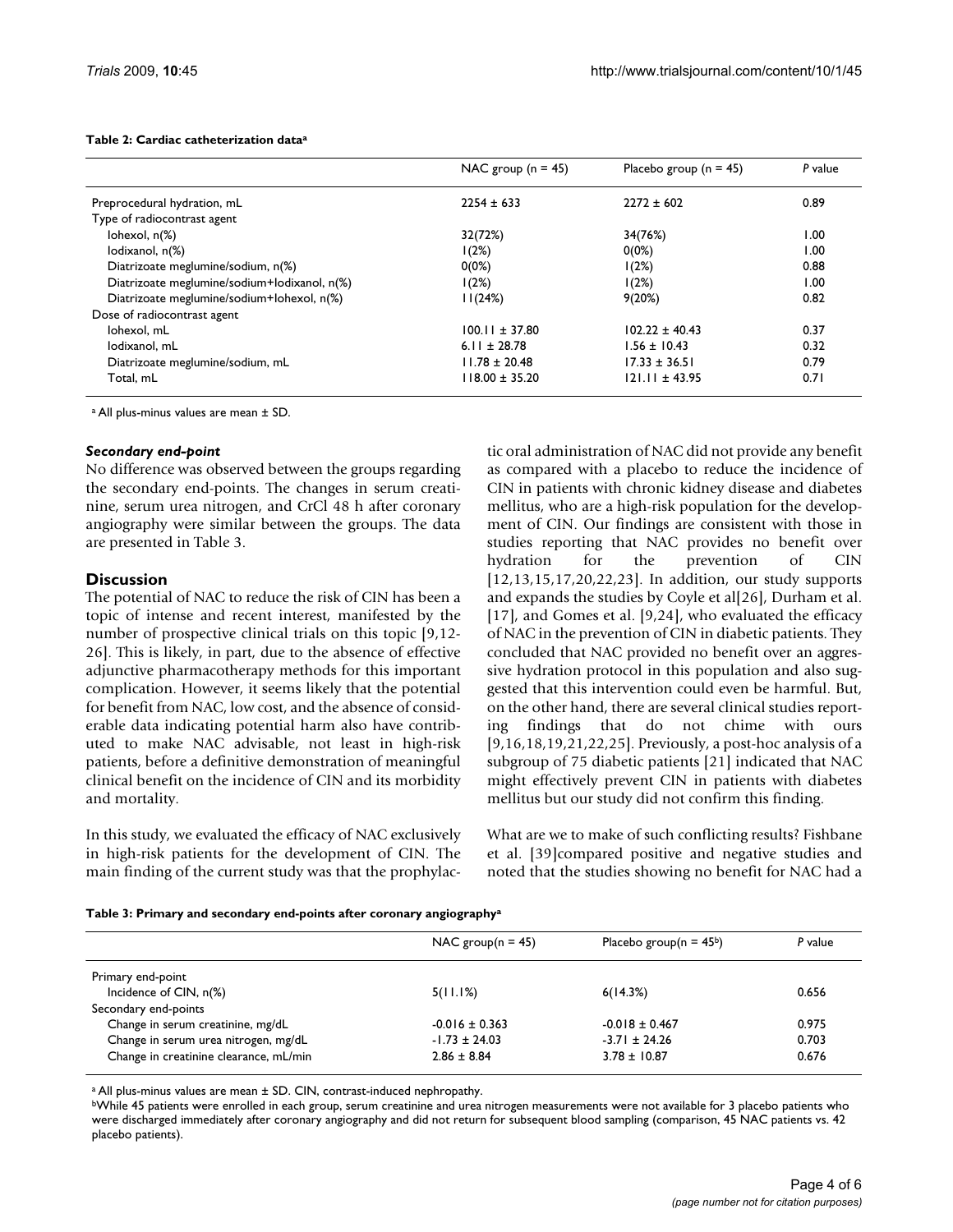**Table 2: Cardiac catheterization data[a]**

| | NAC group (n = 45) | Placebo group (n = 45) | *P* value |
|---|---|---|---|
| Preprocedural hydration, mL | 2254 ± 633 | 2272 ± 602 | 0.89 |
| Type of radiocontrast agent | | | |
| Iohexol, n(%) | 32(72%) | 34(76%) | 1.00 |
| Iodixanol, n(%) | 1(2%) | 0(0%) | 1.00 |
| Diatrizoate meglumine/sodium, n(%) | 0(0%) | 1(2%) | 0.88 |
| Diatrizoate meglumine/sodium+Iodixanol, n(%) | 1(2%) | 1(2%) | 1.00 |
| Diatrizoate meglumine/sodium+Iohexol, n(%) | 11(24%) | 9(20%) | 0.82 |
| Dose of radiocontrast agent | | | |
| Iohexol, mL | 100.11 ± 37.80 | 102.22 ± 40.43 | 0.37 |
| Iodixanol, mL | 6.11 ± 28.78 | 1.56 ± 10.43 | 0.32 |
| Diatrizoate meglumine/sodium, mL | 11.78 ± 20.48 | 17.33 ± 36.51 | 0.79 |
| Total, mL | 118.00 ± 35.20 | 121.11 ± 43.95 | 0.71 |

[a] All plus-minus values are mean ± SD.

### *Secondary end-point*

No difference was observed between the groups regarding the secondary end-points. The changes in serum creatinine, serum urea nitrogen, and CrCl 48 h after coronary angiography were similar between the groups. The data are presented in Table 3.

## Discussion

The potential of NAC to reduce the risk of CIN has been a topic of intense and recent interest, manifested by the number of prospective clinical trials on this topic [9,12-26]. This is likely, in part, due to the absence of effective adjunctive pharmacotherapy methods for this important complication. However, it seems likely that the potential for benefit from NAC, low cost, and the absence of considerable data indicating potential harm also have contributed to make NAC advisable, not least in high-risk patients, before a definitive demonstration of meaningful clinical benefit on the incidence of CIN and its morbidity and mortality.

In this study, we evaluated the efficacy of NAC exclusively in high-risk patients for the development of CIN. The main finding of the current study was that the prophylactic oral administration of NAC did not provide any benefit as compared with a placebo to reduce the incidence of CIN in patients with chronic kidney disease and diabetes mellitus, who are a high-risk population for the development of CIN. Our findings are consistent with those in studies reporting that NAC provides no benefit over hydration for the prevention of CIN [12,13,15,17,20,22,23]. In addition, our study supports and expands the studies by Coyle et al[26], Durham et al. [17], and Gomes et al. [9,24], who evaluated the efficacy of NAC in the prevention of CIN in diabetic patients. They concluded that NAC provided no benefit over an aggressive hydration protocol in this population and also suggested that this intervention could even be harmful. But, on the other hand, there are several clinical studies reporting findings that do not chime with ours [9,16,18,19,21,22,25]. Previously, a post-hoc analysis of a subgroup of 75 diabetic patients [21] indicated that NAC might effectively prevent CIN in patients with diabetes mellitus but our study did not confirm this finding.

What are we to make of such conflicting results? Fishbane et al. [39]compared positive and negative studies and noted that the studies showing no benefit for NAC had a

**Table 3: Primary and secondary end-points after coronary angiography[a]**

| | NAC group(n = 45) | Placebo group(n = 45[b]) | *P* value |
|---|---|---|---|
| Primary end-point | | | |
| Incidence of CIN, n(%) | 5(11.1%) | 6(14.3%) | 0.656 |
| Secondary end-points | | | |
| Change in serum creatinine, mg/dL | -0.016 ± 0.363 | -0.018 ± 0.467 | 0.975 |
| Change in serum urea nitrogen, mg/dL | -1.73 ± 24.03 | -3.71 ± 24.26 | 0.703 |
| Change in creatinine clearance, mL/min | 2.86 ± 8.84 | 3.78 ± 10.87 | 0.676 |

[a] All plus-minus values are mean ± SD. CIN, contrast-induced nephropathy.
[b] While 45 patients were enrolled in each group, serum creatinine and urea nitrogen measurements were not available for 3 placebo patients who were discharged immediately after coronary angiography and did not return for subsequent blood sampling (comparison, 45 NAC patients vs. 42 placebo patients).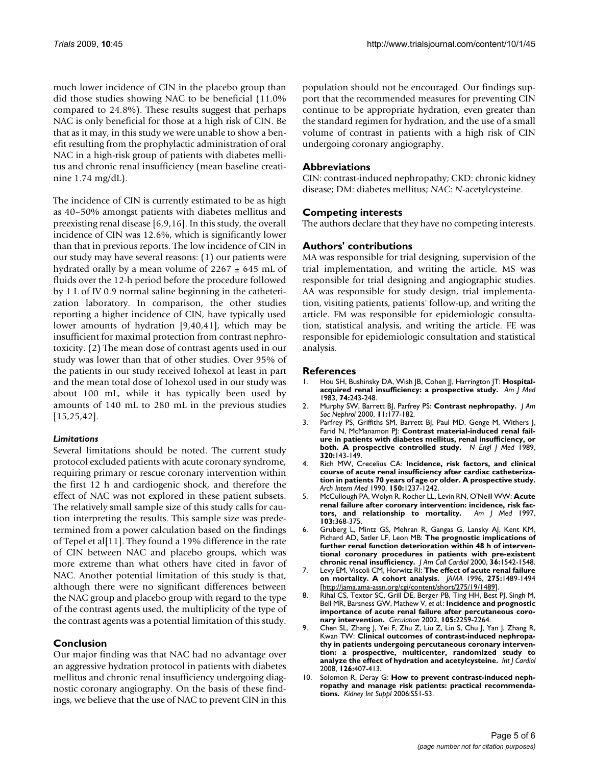much lower incidence of CIN in the placebo group than did those studies showing NAC to be beneficial (11.0% compared to 24.8%). These results suggest that perhaps NAC is only beneficial for those at a high risk of CIN. Be that as it may, in this study we were unable to show a benefit resulting from the prophylactic administration of oral NAC in a high-risk group of patients with diabetes mellitus and chronic renal insufficiency (mean baseline creatinine 1.74 mg/dL).

The incidence of CIN is currently estimated to be as high as 40–50% amongst patients with diabetes mellitus and preexisting renal disease [6,9,16]. In this study, the overall incidence of CIN was 12.6%, which is significantly lower than that in previous reports. The low incidence of CIN in our study may have several reasons: (1) our patients were hydrated orally by a mean volume of 2267 ± 645 mL of fluids over the 12-h period before the procedure followed by 1 L of IV 0.9 normal saline beginning in the catheterization laboratory. In comparison, the other studies reporting a higher incidence of CIN, have typically used lower amounts of hydration [9,40,41], which may be insufficient for maximal protection from contrast nephrotoxicity. (2) The mean dose of contrast agents used in our study was lower than that of other studies. Over 95% of the patients in our study received Iohexol at least in part and the mean total dose of Iohexol used in our study was about 100 mL, while it has typically been used by amounts of 140 mL to 280 mL in the previous studies [15,25,42].

### *Limitations*

Several limitations should be noted. The current study protocol excluded patients with acute coronary syndrome, requiring primary or rescue coronary intervention within the first 12 h and cardiogenic shock, and therefore the effect of NAC was not explored in these patient subsets. The relatively small sample size of this study calls for caution interpreting the results. This sample size was predetermined from a power calculation based on the findings of Tepel et al[11]. They found a 19% difference in the rate of CIN between NAC and placebo groups, which was more extreme than what others have cited in favor of NAC. Another potential limitation of this study is that, although there were no significant differences between the NAC group and placebo group with regard to the type of the contrast agents used, the multiplicity of the type of the contrast agents was a potential limitation of this study.

## Conclusion

Our major finding was that NAC had no advantage over an aggressive hydration protocol in patients with diabetes mellitus and chronic renal insufficiency undergoing diagnostic coronary angiography. On the basis of these findings, we believe that the use of NAC to prevent CIN in this population should not be encouraged. Our findings support that the recommended measures for preventing CIN continue to be appropriate hydration, even greater than the standard regimen for hydration, and the use of a small volume of contrast in patients with a high risk of CIN undergoing coronary angiography.

## Abbreviations

CIN: contrast-induced nephropathy; CKD: chronic kidney disease; DM: diabetes mellitus; *NAC*: *N*-acetylcysteine.

## Competing interests

The authors declare that they have no competing interests.

## Authors' contributions

MA was responsible for trial designing, supervision of the trial implementation, and writing the article. MS was responsible for trial designing and angiographic studies. AA was responsible for study design, trial implementation, visiting patients, patients' follow-up, and writing the article. FM was responsible for epidemiologic consultation, statistical analysis, and writing the article. FE was responsible for epidemiologic consultation and statistical analysis.

## References

1. Hou SH, Bushinsky DA, Wish JB, Cohen JJ, Harrington JT: **Hospital-acquired renal insufficiency: a prospective study.** *Am J Med* 1983, **74:**243-248.
2. Murphy SW, Barrett BJ, Parfrey PS: **Contrast nephropathy.** *J Am Soc Nephrol* 2000, **11:**177-182.
3. Parfrey PS, Griffiths SM, Barrett BJ, Paul MD, Genge M, Withers J, Farid N, McManamon PJ: **Contrast material-induced renal failure in patients with diabetes mellitus, renal insufficiency, or both. A prospective controlled study.** *N Engl J Med* 1989, **320:**143-149.
4. Rich MW, Crecelius CA: **Incidence, risk factors, and clinical course of acute renal insufficiency after cardiac catheterization in patients 70 years of age or older. A prospective study.** *Arch Intern Med* 1990, **150:**1237-1242.
5. McCullough PA, Wolyn R, Rocher LL, Levin RN, O'Neill WW: **Acute renal failure after coronary intervention: incidence, risk factors, and relationship to mortality.** *Am J Med* 1997, **103:**368-375.
6. Gruberg L, Mintz GS, Mehran R, Gangas G, Lansky AJ, Kent KM, Pichard AD, Satler LF, Leon MB: **The prognostic implications of further renal function deterioration within 48 h of interventional coronary procedures in patients with pre-existent chronic renal insufficiency.** *J Am Coll Cardiol* 2000, **36:**1542-1548.
7. Levy EM, Viscoli CM, Horwitz RI: **The effect of acute renal failure on mortality. A cohort analysis.** *JAMA* 1996, **275:**1489-1494 [http://jama.ama-assn.org/cgi/content/short/275/19/1489].
8. Rihal CS, Textor SC, Grill DE, Berger PB, Ting HH, Best PJ, Singh M, Bell MR, Barsness GW, Mathew V, *et al.*: **Incidence and prognostic importance of acute renal failure after percutaneous coronary intervention.** *Circulation* 2002, **105:**2259-2264.
9. Chen SL, Zhang J, Yei F, Zhu Z, Liu Z, Lin S, Chu J, Yan J, Zhang R, Kwan TW: **Clinical outcomes of contrast-induced nephropathy in patients undergoing percutaneous coronary intervention: a prospective, multicenter, randomized study to analyze the effect of hydration and acetylcysteine.** *Int J Cardiol* 2008, **126:**407-413.
10. Solomon R, Deray G: **How to prevent contrast-induced nephropathy and manage risk patients: practical recommendations.** *Kidney Int Suppl* 2006:S51-53.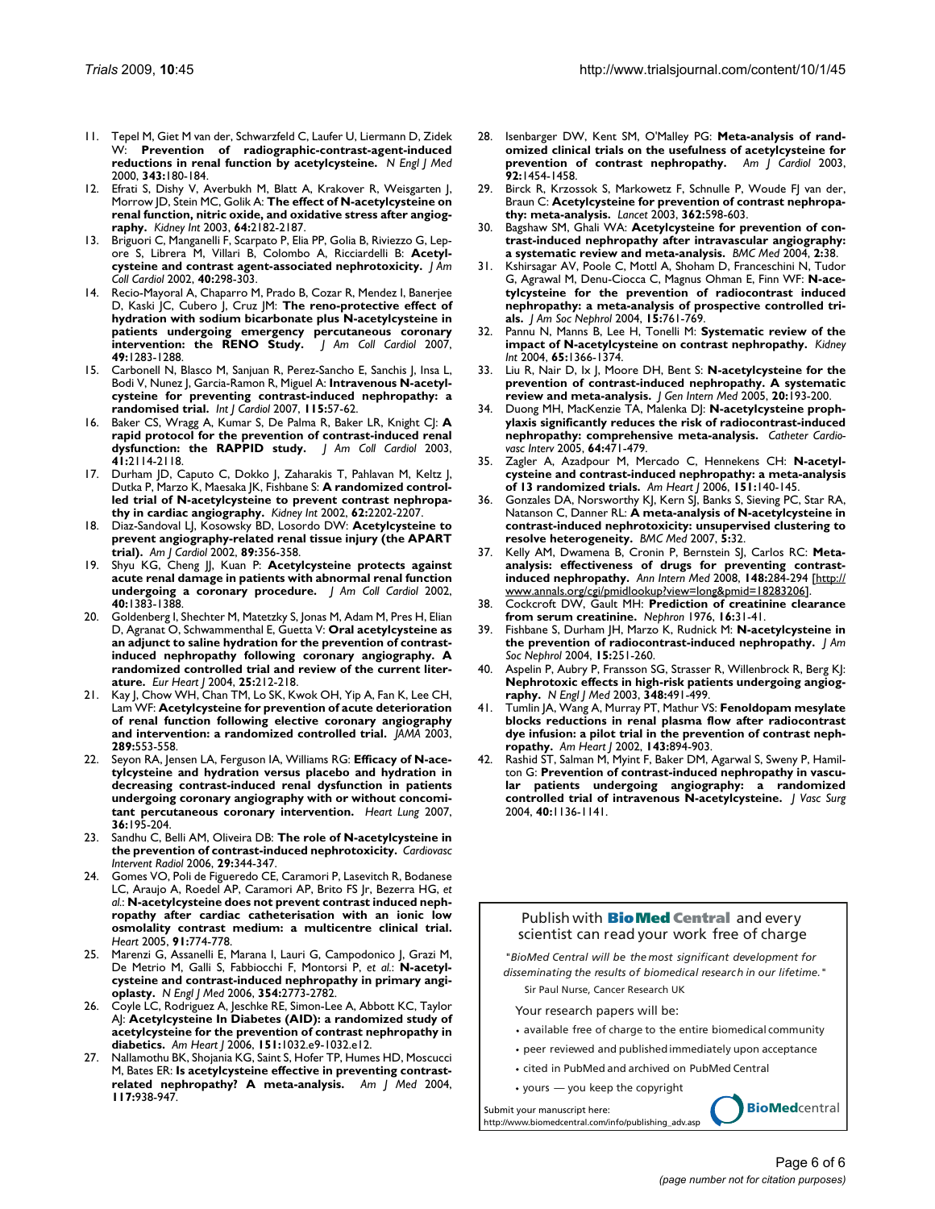11. Tepel M, Giet M van der, Schwarzfeld C, Laufer U, Liermann D, Zidek W: **Prevention of radiographic-contrast-agent-induced reductions in renal function by acetylcysteine.** *N Engl J Med* 2000, **343:**180-184.
12. Efrati S, Dishy V, Averbukh M, Blatt A, Krakover R, Weisgarten J, Morrow JD, Stein MC, Golik A: **The effect of N-acetylcysteine on renal function, nitric oxide, and oxidative stress after angiography.** *Kidney Int* 2003, **64:**2182-2187.
13. Briguori C, Manganelli F, Scarpato P, Elia PP, Golia B, Riviezzo G, Lepore S, Librera M, Villari B, Colombo A, Ricciardelli B: **Acetylcysteine and contrast agent-associated nephrotoxicity.** *J Am Coll Cardiol* 2002, **40:**298-303.
14. Recio-Mayoral A, Chaparro M, Prado B, Cozar R, Mendez I, Banerjee D, Kaski JC, Cubero J, Cruz JM: **The reno-protective effect of hydration with sodium bicarbonate plus N-acetylcysteine in patients undergoing emergency percutaneous coronary intervention: the RENO Study.** *J Am Coll Cardiol* 2007, **49:**1283-1288.
15. Carbonell N, Blasco M, Sanjuan R, Perez-Sancho E, Sanchis J, Insa L, Bodi V, Nunez J, Garcia-Ramon R, Miguel A: **Intravenous N-acetylcysteine for preventing contrast-induced nephropathy: a randomised trial.** *Int J Cardiol* 2007, **115:**57-62.
16. Baker CS, Wragg A, Kumar S, De Palma R, Baker LR, Knight CJ: **A rapid protocol for the prevention of contrast-induced renal dysfunction: the RAPPID study.** *J Am Coll Cardiol* 2003, **41:**2114-2118.
17. Durham JD, Caputo C, Dokko J, Zaharakis T, Pahlavan M, Keltz J, Dutka P, Marzo K, Maesaka JK, Fishbane S: **A randomized controlled trial of N-acetylcysteine to prevent contrast nephropathy in cardiac angiography.** *Kidney Int* 2002, **62:**2202-2207.
18. Diaz-Sandoval LJ, Kosowsky BD, Losordo DW: **Acetylcysteine to prevent angiography-related renal tissue injury (the APART trial).** *Am J Cardiol* 2002, **89:**356-358.
19. Shyu KG, Cheng JJ, Kuan P: **Acetylcysteine protects against acute renal damage in patients with abnormal renal function undergoing a coronary procedure.** *J Am Coll Cardiol* 2002, **40:**1383-1388.
20. Goldenberg I, Shechter M, Matetzky S, Jonas M, Adam M, Pres H, Elian D, Agranat O, Schwammenthal E, Guetta V: **Oral acetylcysteine as an adjunct to saline hydration for the prevention of contrast-induced nephropathy following coronary angiography. A randomized controlled trial and review of the current literature.** *Eur Heart J* 2004, **25:**212-218.
21. Kay J, Chow WH, Chan TM, Lo SK, Kwok OH, Yip A, Fan K, Lee CH, Lam WF: **Acetylcysteine for prevention of acute deterioration of renal function following elective coronary angiography and intervention: a randomized controlled trial.** *JAMA* 2003, **289:**553-558.
22. Seyon RA, Jensen LA, Ferguson IA, Williams RG: **Efficacy of N-acetylcysteine and hydration versus placebo and hydration in decreasing contrast-induced renal dysfunction in patients undergoing coronary angiography with or without concomitant percutaneous coronary intervention.** *Heart Lung* 2007, **36:**195-204.
23. Sandhu C, Belli AM, Oliveira DB: **The role of N-acetylcysteine in the prevention of contrast-induced nephrotoxicity.** *Cardiovasc Intervent Radiol* 2006, **29:**344-347.
24. Gomes VO, Poli de Figueredo CE, Caramori P, Lasevitch R, Bodanese LC, Araujo A, Roedel AP, Caramori AP, Brito FS Jr, Bezerra HG, *et al.*: **N-acetylcysteine does not prevent contrast induced nephropathy after cardiac catheterisation with an ionic low osmolality contrast medium: a multicentre clinical trial.** *Heart* 2005, **91:**774-778.
25. Marenzi G, Assanelli E, Marana I, Lauri G, Campodonico J, Grazi M, De Metrio M, Galli S, Fabbiocchi F, Montorsi P, *et al.*: **N-acetylcysteine and contrast-induced nephropathy in primary angioplasty.** *N Engl J Med* 2006, **354:**2773-2782.
26. Coyle LC, Rodriguez A, Jeschke RE, Simon-Lee A, Abbott KC, Taylor AJ: **Acetylcysteine In Diabetes (AID): a randomized study of acetylcysteine for the prevention of contrast nephropathy in diabetics.** *Am Heart J* 2006, **151:**1032.e9-1032.e12.
27. Nallamothu BK, Shojania KG, Saint S, Hofer TP, Humes HD, Moscucci M, Bates ER: **Is acetylcysteine effective in preventing contrast-related nephropathy? A meta-analysis.** *Am J Med* 2004, **117:**938-947.
28. Isenbarger DW, Kent SM, O'Malley PG: **Meta-analysis of randomized clinical trials on the usefulness of acetylcysteine for prevention of contrast nephropathy.** *Am J Cardiol* 2003, **92:**1454-1458.
29. Birck R, Krzossok S, Markowetz F, Schnulle P, Woude FJ van der, Braun C: **Acetylcysteine for prevention of contrast nephropathy: meta-analysis.** *Lancet* 2003, **362:**598-603.
30. Bagshaw SM, Ghali WA: **Acetylcysteine for prevention of contrast-induced nephropathy after intravascular angiography: a systematic review and meta-analysis.** *BMC Med* 2004, **2:**38.
31. Kshirsagar AV, Poole C, Mottl A, Shoham D, Franceschini N, Tudor G, Agrawal M, Denu-Ciocca C, Magnus Ohman E, Finn WF: **N-acetylcysteine for the prevention of radiocontrast induced nephropathy: a meta-analysis of prospective controlled trials.** *J Am Soc Nephrol* 2004, **15:**761-769.
32. Pannu N, Manns B, Lee H, Tonelli M: **Systematic review of the impact of N-acetylcysteine on contrast nephropathy.** *Kidney Int* 2004, **65:**1366-1374.
33. Liu R, Nair D, Ix J, Moore DH, Bent S: **N-acetylcysteine for the prevention of contrast-induced nephropathy. A systematic review and meta-analysis.** *J Gen Intern Med* 2005, **20:**193-200.
34. Duong MH, MacKenzie TA, Malenka DJ: **N-acetylcysteine prophylaxis significantly reduces the risk of radiocontrast-induced nephropathy: comprehensive meta-analysis.** *Catheter Cardiovasc Interv* 2005, **64:**471-479.
35. Zagler A, Azadpour M, Mercado C, Hennekens CH: **N-acetylcysteine and contrast-induced nephropathy: a meta-analysis of 13 randomized trials.** *Am Heart J* 2006, **151:**140-145.
36. Gonzales DA, Norsworthy KJ, Kern SJ, Banks S, Sieving PC, Star RA, Natanson C, Danner RL: **A meta-analysis of N-acetylcysteine in contrast-induced nephrotoxicity: unsupervised clustering to resolve heterogeneity.** *BMC Med* 2007, **5:**32.
37. Kelly AM, Dwamena B, Cronin P, Bernstein SJ, Carlos RC: **Meta-analysis: effectiveness of drugs for preventing contrast-induced nephropathy.** *Ann Intern Med* 2008, **148:**284-294 [http://www.annals.org/cgi/pmidlookup?view=long&pmid=18283206].
38. Cockcroft DW, Gault MH: **Prediction of creatinine clearance from serum creatinine.** *Nephron* 1976, **16:**31-41.
39. Fishbane S, Durham JH, Marzo K, Rudnick M: **N-acetylcysteine in the prevention of radiocontrast-induced nephropathy.** *J Am Soc Nephrol* 2004, **15:**251-260.
40. Aspelin P, Aubry P, Fransson SG, Strasser R, Willenbrock R, Berg KJ: **Nephrotoxic effects in high-risk patients undergoing angiography.** *N Engl J Med* 2003, **348:**491-499.
41. Tumlin JA, Wang A, Murray PT, Mathur VS: **Fenoldopam mesylate blocks reductions in renal plasma flow after radiocontrast dye infusion: a pilot trial in the prevention of contrast nephropathy.** *Am Heart J* 2002, **143:**894-903.
42. Rashid ST, Salman M, Myint F, Baker DM, Agarwal S, Sweny P, Hamilton G: **Prevention of contrast-induced nephropathy in vascular patients undergoing angiography: a randomized controlled trial of intravenous N-acetylcysteine.** *J Vasc Surg* 2004, **40:**1136-1141.

Publish with **BioMed Central** and every scientist can read your work free of charge

*"BioMed Central will be the most significant development for disseminating the results of biomedical research in our lifetime."*

Sir Paul Nurse, Cancer Research UK

Your research papers will be:

- available free of charge to the entire biomedical community
- peer reviewed and published immediately upon acceptance
- cited in PubMed and archived on PubMed Central
- yours — you keep the copyright

Submit your manuscript here:
http://www.biomedcentral.com/info/publishing_adv.asp

BioMedcentral